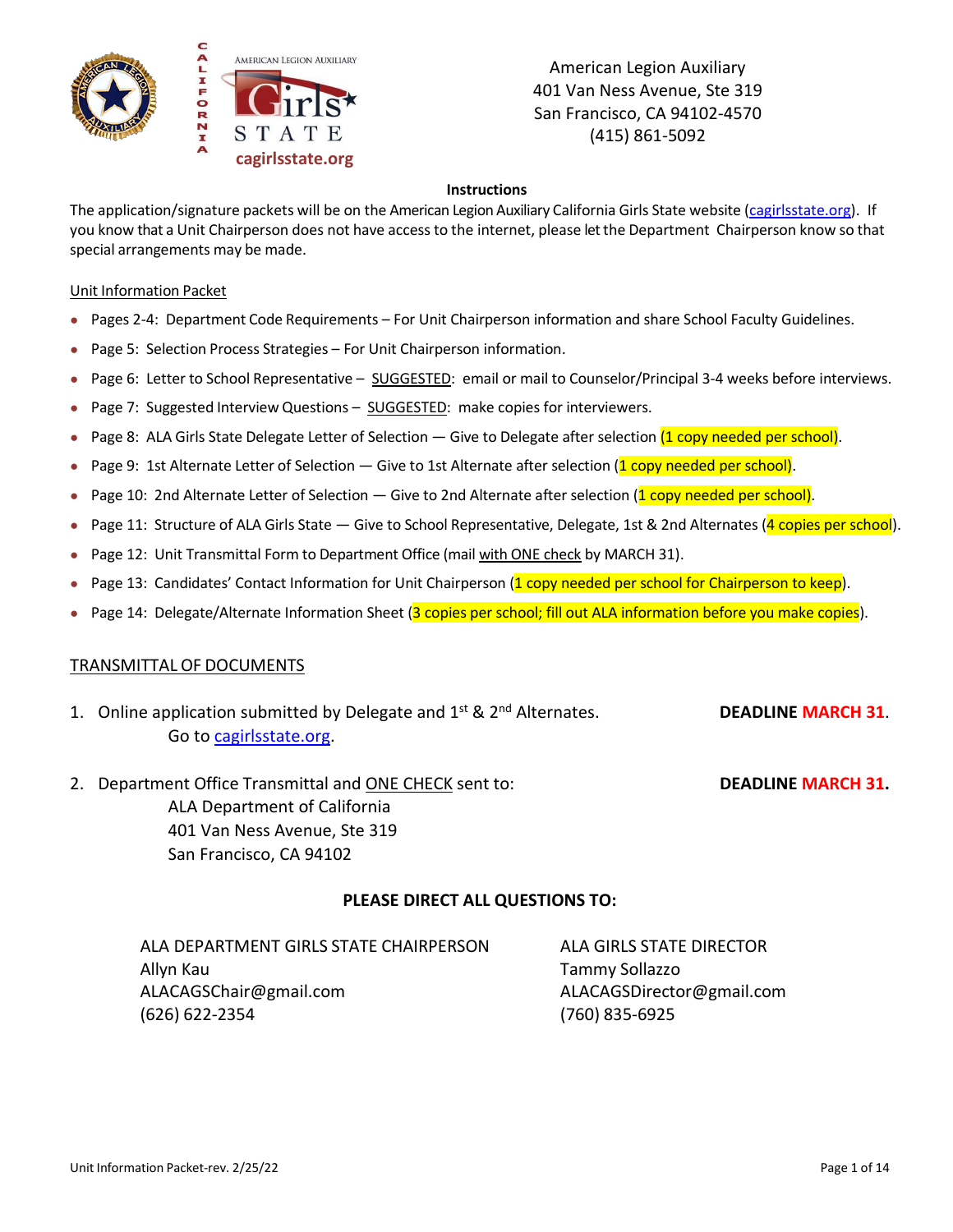American Legion Auxiliary
401 Van Ness Avenue, Ste 319
San Francisco, CA 94102-4570
(415) 861-5092

## Instructions

The application/signature packets will be on the American Legion Auxiliary California Girls State website (cagirlsstate.org). If you know that a Unit Chairperson does not have access to the internet, please let the Department Chairperson know so that special arrangements may be made.

Unit Information Packet

- Pages 2-4: Department Code Requirements – For Unit Chairperson information and share School Faculty Guidelines.
- Page 5: Selection Process Strategies – For Unit Chairperson information.
- Page 6: Letter to School Representative – SUGGESTED: email or mail to Counselor/Principal 3-4 weeks before interviews.
- Page 7: Suggested Interview Questions – SUGGESTED: make copies for interviewers.
- Page 8: ALA Girls State Delegate Letter of Selection — Give to Delegate after selection (1 copy needed per school).
- Page 9: 1st Alternate Letter of Selection — Give to 1st Alternate after selection (1 copy needed per school).
- Page 10: 2nd Alternate Letter of Selection — Give to 2nd Alternate after selection (1 copy needed per school).
- Page 11: Structure of ALA Girls State — Give to School Representative, Delegate, 1st & 2nd Alternates (4 copies per school).
- Page 12: Unit Transmittal Form to Department Office (mail with ONE check by MARCH 31).
- Page 13: Candidates' Contact Information for Unit Chairperson (1 copy needed per school for Chairperson to keep).
- Page 14: Delegate/Alternate Information Sheet (3 copies per school; fill out ALA information before you make copies).

## TRANSMITTAL OF DOCUMENTS

1. Online application submitted by Delegate and 1st & 2nd Alternates. **DEADLINE MARCH 31**.
   Go to cagirlsstate.org.

2. Department Office Transmittal and ONE CHECK sent to: **DEADLINE MARCH 31.**
   ALA Department of California
   401 Van Ness Avenue, Ste 319
   San Francisco, CA 94102

**PLEASE DIRECT ALL QUESTIONS TO:**

ALA DEPARTMENT GIRLS STATE CHAIRPERSON
Allyn Kau
ALACAGSChair@gmail.com
(626) 622-2354

ALA GIRLS STATE DIRECTOR
Tammy Sollazzo
ALACAGSDirector@gmail.com
(760) 835-6925

Unit Information Packet-rev. 2/25/22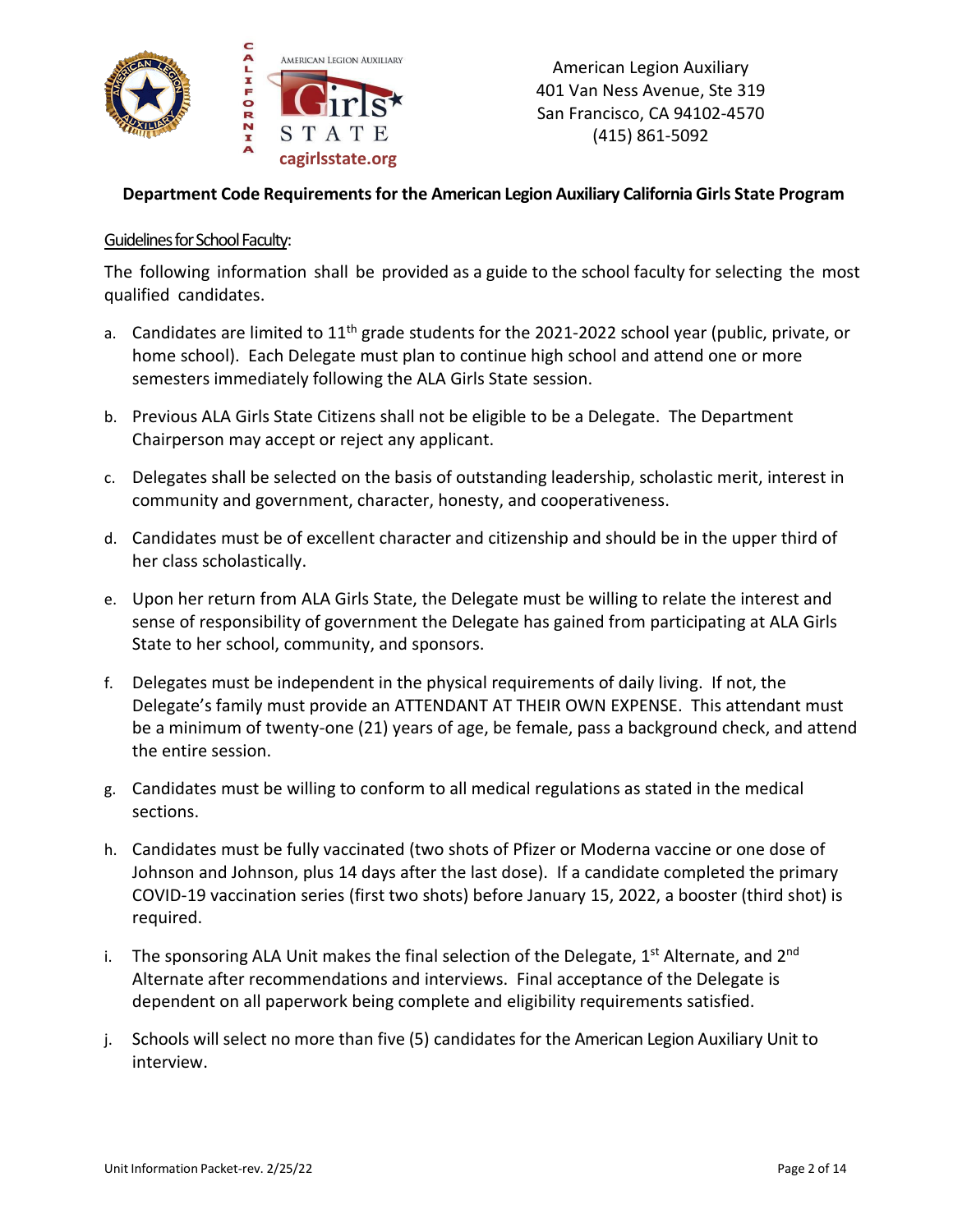American Legion Auxiliary
401 Van Ness Avenue, Ste 319
San Francisco, CA 94102-4570
(415) 861-5092

**Department Code Requirements for the American Legion Auxiliary California Girls State Program**

Guidelines for School Faculty:

The following information shall be provided as a guide to the school faculty for selecting the most qualified candidates.

a. Candidates are limited to 11th grade students for the 2021-2022 school year (public, private, or home school). Each Delegate must plan to continue high school and attend one or more semesters immediately following the ALA Girls State session.

b. Previous ALA Girls State Citizens shall not be eligible to be a Delegate. The Department Chairperson may accept or reject any applicant.

c. Delegates shall be selected on the basis of outstanding leadership, scholastic merit, interest in community and government, character, honesty, and cooperativeness.

d. Candidates must be of excellent character and citizenship and should be in the upper third of her class scholastically.

e. Upon her return from ALA Girls State, the Delegate must be willing to relate the interest and sense of responsibility of government the Delegate has gained from participating at ALA Girls State to her school, community, and sponsors.

f. Delegates must be independent in the physical requirements of daily living. If not, the Delegate's family must provide an ATTENDANT AT THEIR OWN EXPENSE. This attendant must be a minimum of twenty-one (21) years of age, be female, pass a background check, and attend the entire session.

g. Candidates must be willing to conform to all medical regulations as stated in the medical sections.

h. Candidates must be fully vaccinated (two shots of Pfizer or Moderna vaccine or one dose of Johnson and Johnson, plus 14 days after the last dose). If a candidate completed the primary COVID-19 vaccination series (first two shots) before January 15, 2022, a booster (third shot) is required.

i. The sponsoring ALA Unit makes the final selection of the Delegate, 1st Alternate, and 2nd Alternate after recommendations and interviews. Final acceptance of the Delegate is dependent on all paperwork being complete and eligibility requirements satisfied.

j. Schools will select no more than five (5) candidates for the American Legion Auxiliary Unit to interview.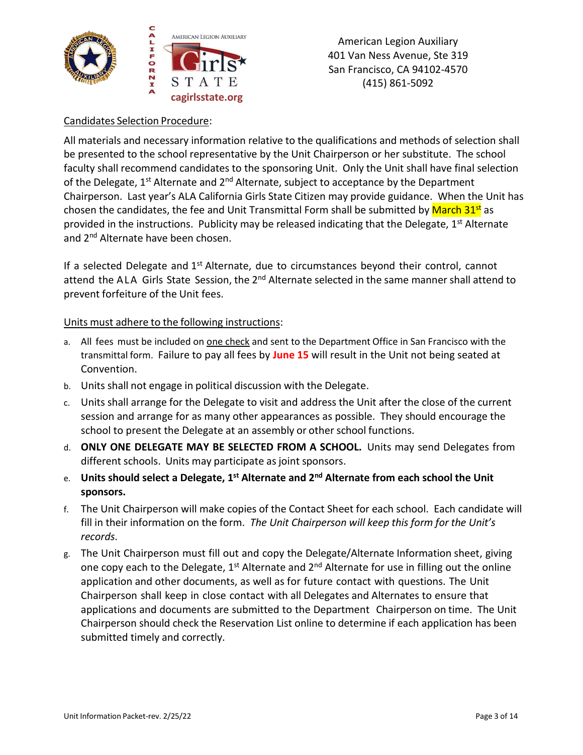American Legion Auxiliary
401 Van Ness Avenue, Ste 319
San Francisco, CA 94102-4570
(415) 861-5092

Candidates Selection Procedure:

All materials and necessary information relative to the qualifications and methods of selection shall be presented to the school representative by the Unit Chairperson or her substitute. The school faculty shall recommend candidates to the sponsoring Unit. Only the Unit shall have final selection of the Delegate, 1st Alternate and 2nd Alternate, subject to acceptance by the Department Chairperson. Last year's ALA California Girls State Citizen may provide guidance. When the Unit has chosen the candidates, the fee and Unit Transmittal Form shall be submitted by March 31st as provided in the instructions. Publicity may be released indicating that the Delegate, 1st Alternate and 2nd Alternate have been chosen.

If a selected Delegate and 1st Alternate, due to circumstances beyond their control, cannot attend the ALA Girls State Session, the 2nd Alternate selected in the same manner shall attend to prevent forfeiture of the Unit fees.

Units must adhere to the following instructions:

a. All fees must be included on one check and sent to the Department Office in San Francisco with the transmittal form. Failure to pay all fees by **June 15** will result in the Unit not being seated at Convention.
b. Units shall not engage in political discussion with the Delegate.
c. Units shall arrange for the Delegate to visit and address the Unit after the close of the current session and arrange for as many other appearances as possible. They should encourage the school to present the Delegate at an assembly or other school functions.
d. **ONLY ONE DELEGATE MAY BE SELECTED FROM A SCHOOL.** Units may send Delegates from different schools. Units may participate as joint sponsors.
e. **Units should select a Delegate, 1st Alternate and 2nd Alternate from each school the Unit sponsors.**
f. The Unit Chairperson will make copies of the Contact Sheet for each school. Each candidate will fill in their information on the form. *The Unit Chairperson will keep this form for the Unit's records.*
g. The Unit Chairperson must fill out and copy the Delegate/Alternate Information sheet, giving one copy each to the Delegate, 1st Alternate and 2nd Alternate for use in filling out the online application and other documents, as well as for future contact with questions. The Unit Chairperson shall keep in close contact with all Delegates and Alternates to ensure that applications and documents are submitted to the Department Chairperson on time. The Unit Chairperson should check the Reservation List online to determine if each application has been submitted timely and correctly.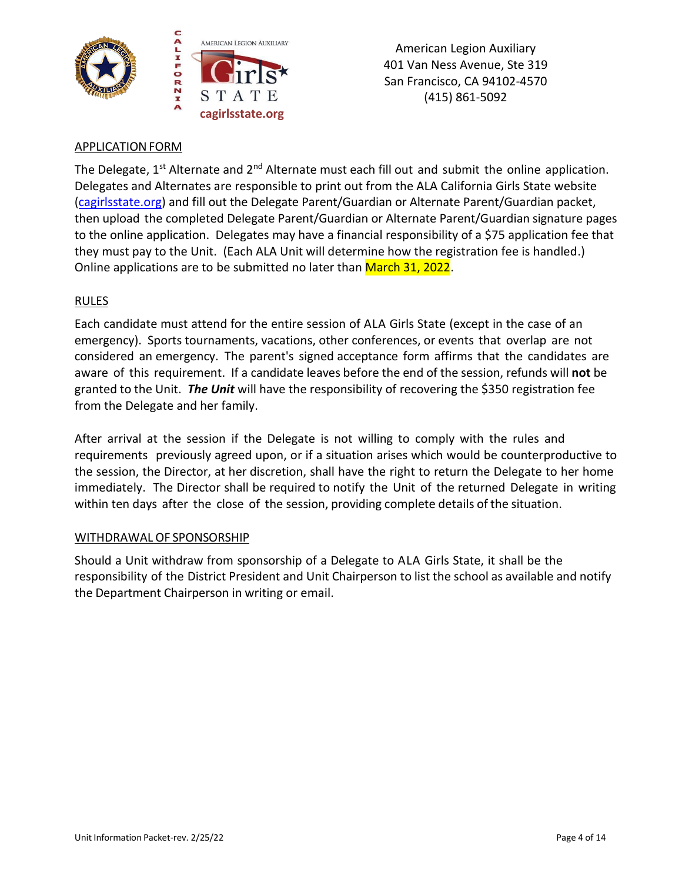American Legion Auxiliary
401 Van Ness Avenue, Ste 319
San Francisco, CA 94102-4570
(415) 861-5092

## APPLICATION FORM

The Delegate, 1st Alternate and 2nd Alternate must each fill out and submit the online application. Delegates and Alternates are responsible to print out from the ALA California Girls State website (cagirlsstate.org) and fill out the Delegate Parent/Guardian or Alternate Parent/Guardian packet, then upload the completed Delegate Parent/Guardian or Alternate Parent/Guardian signature pages to the online application. Delegates may have a financial responsibility of a $75 application fee that they must pay to the Unit. (Each ALA Unit will determine how the registration fee is handled.) Online applications are to be submitted no later than March 31, 2022.

## RULES

Each candidate must attend for the entire session of ALA Girls State (except in the case of an emergency). Sports tournaments, vacations, other conferences, or events that overlap are not considered an emergency. The parent's signed acceptance form affirms that the candidates are aware of this requirement. If a candidate leaves before the end of the session, refunds will **not** be granted to the Unit. ***The Unit*** will have the responsibility of recovering the $350 registration fee from the Delegate and her family.

After arrival at the session if the Delegate is not willing to comply with the rules and requirements previously agreed upon, or if a situation arises which would be counterproductive to the session, the Director, at her discretion, shall have the right to return the Delegate to her home immediately. The Director shall be required to notify the Unit of the returned Delegate in writing within ten days after the close of the session, providing complete details of the situation.

## WITHDRAWAL OF SPONSORSHIP

Should a Unit withdraw from sponsorship of a Delegate to ALA Girls State, it shall be the responsibility of the District President and Unit Chairperson to list the school as available and notify the Department Chairperson in writing or email.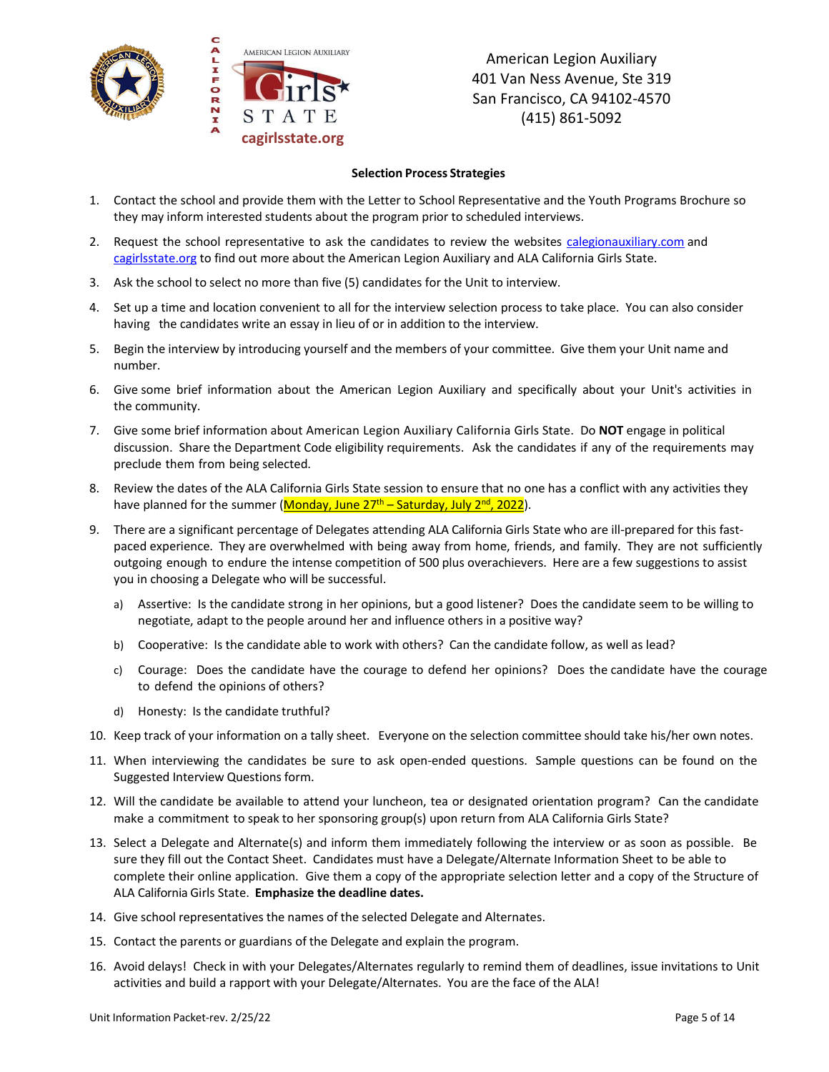American Legion Auxiliary
401 Van Ness Avenue, Ste 319
San Francisco, CA 94102-4570
(415) 861-5092

**Selection Process Strategies**

1. Contact the school and provide them with the Letter to School Representative and the Youth Programs Brochure so they may inform interested students about the program prior to scheduled interviews.
2. Request the school representative to ask the candidates to review the websites calegionauxiliary.com and cagirlsstate.org to find out more about the American Legion Auxiliary and ALA California Girls State.
3. Ask the school to select no more than five (5) candidates for the Unit to interview.
4. Set up a time and location convenient to all for the interview selection process to take place. You can also consider having the candidates write an essay in lieu of or in addition to the interview.
5. Begin the interview by introducing yourself and the members of your committee. Give them your Unit name and number.
6. Give some brief information about the American Legion Auxiliary and specifically about your Unit's activities in the community.
7. Give some brief information about American Legion Auxiliary California Girls State. Do **NOT** engage in political discussion. Share the Department Code eligibility requirements. Ask the candidates if any of the requirements may preclude them from being selected.
8. Review the dates of the ALA California Girls State session to ensure that no one has a conflict with any activities they have planned for the summer (Monday, June 27th – Saturday, July 2nd, 2022).
9. There are a significant percentage of Delegates attending ALA California Girls State who are ill-prepared for this fast-paced experience. They are overwhelmed with being away from home, friends, and family. They are not sufficiently outgoing enough to endure the intense competition of 500 plus overachievers. Here are a few suggestions to assist you in choosing a Delegate who will be successful.
   a) Assertive: Is the candidate strong in her opinions, but a good listener? Does the candidate seem to be willing to negotiate, adapt to the people around her and influence others in a positive way?
   b) Cooperative: Is the candidate able to work with others? Can the candidate follow, as well as lead?
   c) Courage: Does the candidate have the courage to defend her opinions? Does the candidate have the courage to defend the opinions of others?
   d) Honesty: Is the candidate truthful?
10. Keep track of your information on a tally sheet. Everyone on the selection committee should take his/her own notes.
11. When interviewing the candidates be sure to ask open-ended questions. Sample questions can be found on the Suggested Interview Questions form.
12. Will the candidate be available to attend your luncheon, tea or designated orientation program? Can the candidate make a commitment to speak to her sponsoring group(s) upon return from ALA California Girls State?
13. Select a Delegate and Alternate(s) and inform them immediately following the interview or as soon as possible. Be sure they fill out the Contact Sheet. Candidates must have a Delegate/Alternate Information Sheet to be able to complete their online application. Give them a copy of the appropriate selection letter and a copy of the Structure of ALA California Girls State. **Emphasize the deadline dates.**
14. Give school representatives the names of the selected Delegate and Alternates.
15. Contact the parents or guardians of the Delegate and explain the program.
16. Avoid delays! Check in with your Delegates/Alternates regularly to remind them of deadlines, issue invitations to Unit activities and build a rapport with your Delegate/Alternates. You are the face of the ALA!

Unit Information Packet-rev. 2/25/22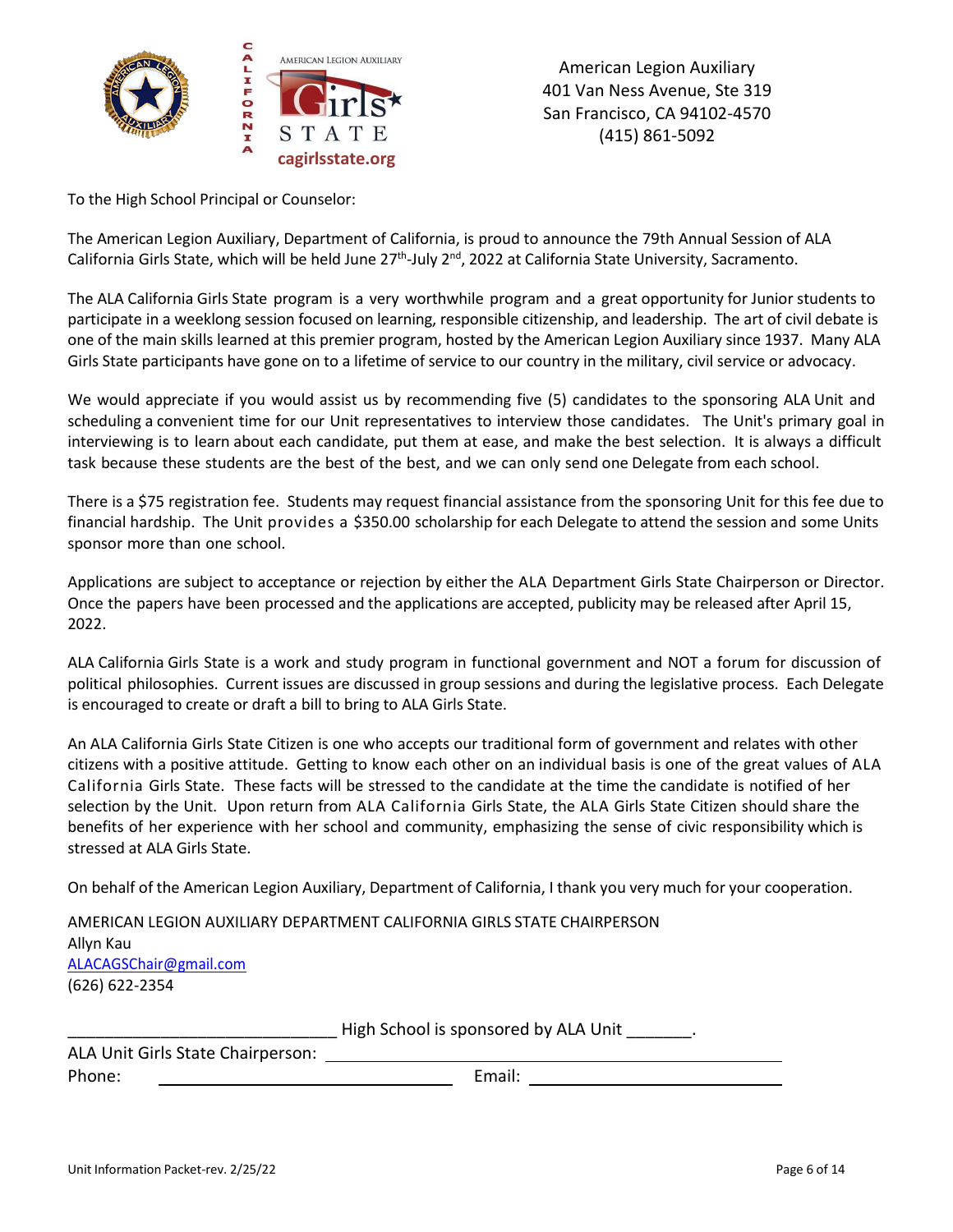American Legion Auxiliary
401 Van Ness Avenue, Ste 319
San Francisco, CA 94102-4570
(415) 861-5092

To the High School Principal or Counselor:

The American Legion Auxiliary, Department of California, is proud to announce the 79th Annual Session of ALA California Girls State, which will be held June 27th-July 2nd, 2022 at California State University, Sacramento.

The ALA California Girls State program is a very worthwhile program and a great opportunity for Junior students to participate in a weeklong session focused on learning, responsible citizenship, and leadership. The art of civil debate is one of the main skills learned at this premier program, hosted by the American Legion Auxiliary since 1937. Many ALA Girls State participants have gone on to a lifetime of service to our country in the military, civil service or advocacy.

We would appreciate if you would assist us by recommending five (5) candidates to the sponsoring ALA Unit and scheduling a convenient time for our Unit representatives to interview those candidates. The Unit's primary goal in interviewing is to learn about each candidate, put them at ease, and make the best selection. It is always a difficult task because these students are the best of the best, and we can only send one Delegate from each school.

There is a $75 registration fee. Students may request financial assistance from the sponsoring Unit for this fee due to financial hardship. The Unit provides a $350.00 scholarship for each Delegate to attend the session and some Units sponsor more than one school.

Applications are subject to acceptance or rejection by either the ALA Department Girls State Chairperson or Director. Once the papers have been processed and the applications are accepted, publicity may be released after April 15, 2022.

ALA California Girls State is a work and study program in functional government and NOT a forum for discussion of political philosophies. Current issues are discussed in group sessions and during the legislative process. Each Delegate is encouraged to create or draft a bill to bring to ALA Girls State.

An ALA California Girls State Citizen is one who accepts our traditional form of government and relates with other citizens with a positive attitude. Getting to know each other on an individual basis is one of the great values of ALA California Girls State. These facts will be stressed to the candidate at the time the candidate is notified of her selection by the Unit. Upon return from ALA California Girls State, the ALA Girls State Citizen should share the benefits of her experience with her school and community, emphasizing the sense of civic responsibility which is stressed at ALA Girls State.

On behalf of the American Legion Auxiliary, Department of California, I thank you very much for your cooperation.

AMERICAN LEGION AUXILIARY DEPARTMENT CALIFORNIA GIRLS STATE CHAIRPERSON
Allyn Kau
ALACAGSChair@gmail.com
(626) 622-2354

_____________________________ High School is sponsored by ALA Unit _______.

ALA Unit Girls State Chairperson: ______________________________

Phone: ______________________ Email: ______________________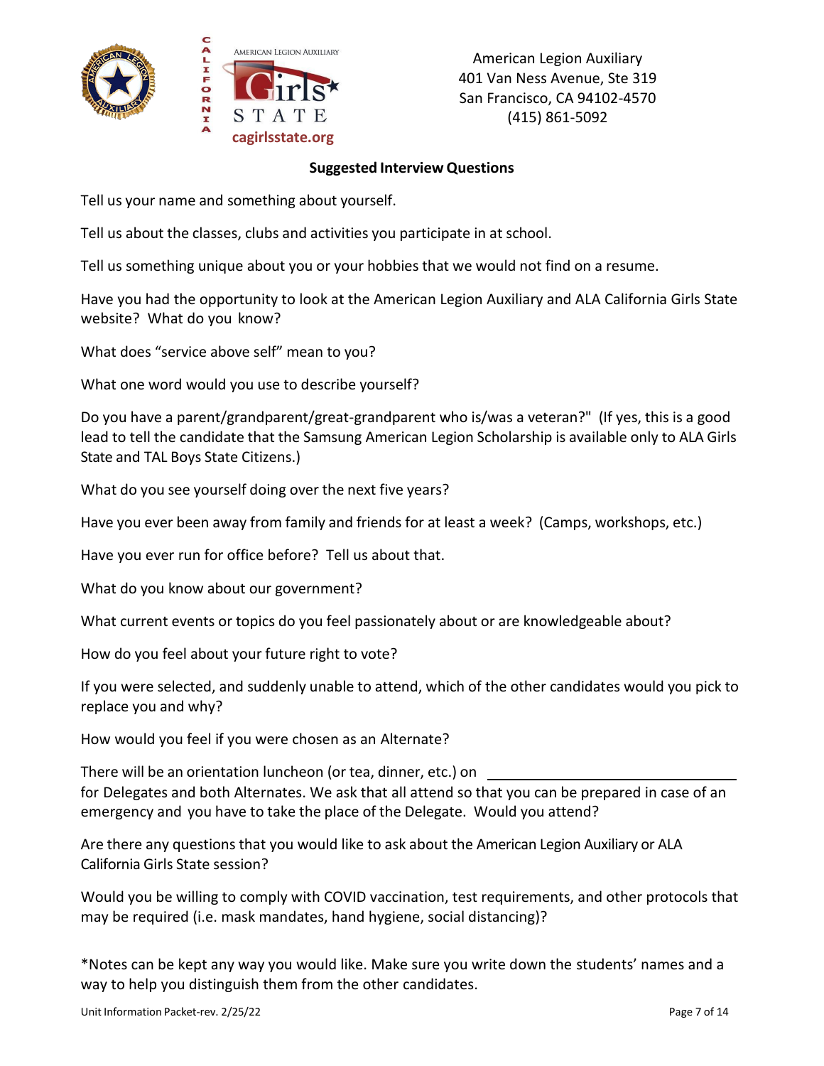American Legion Auxiliary
401 Van Ness Avenue, Ste 319
San Francisco, CA 94102-4570
(415) 861-5092

**Suggested Interview Questions**

Tell us your name and something about yourself.

Tell us about the classes, clubs and activities you participate in at school.

Tell us something unique about you or your hobbies that we would not find on a resume.

Have you had the opportunity to look at the American Legion Auxiliary and ALA California Girls State website? What do you know?

What does "service above self" mean to you?

What one word would you use to describe yourself?

Do you have a parent/grandparent/great-grandparent who is/was a veteran?" (If yes, this is a good lead to tell the candidate that the Samsung American Legion Scholarship is available only to ALA Girls State and TAL Boys State Citizens.)

What do you see yourself doing over the next five years?

Have you ever been away from family and friends for at least a week? (Camps, workshops, etc.)

Have you ever run for office before? Tell us about that.

What do you know about our government?

What current events or topics do you feel passionately about or are knowledgeable about?

How do you feel about your future right to vote?

If you were selected, and suddenly unable to attend, which of the other candidates would you pick to replace you and why?

How would you feel if you were chosen as an Alternate?

There will be an orientation luncheon (or tea, dinner, etc.) on ______________________________ for Delegates and both Alternates. We ask that all attend so that you can be prepared in case of an emergency and you have to take the place of the Delegate. Would you attend?

Are there any questions that you would like to ask about the American Legion Auxiliary or ALA California Girls State session?

Would you be willing to comply with COVID vaccination, test requirements, and other protocols that may be required (i.e. mask mandates, hand hygiene, social distancing)?

*Notes can be kept any way you would like. Make sure you write down the students' names and a way to help you distinguish them from the other candidates.

Unit Information Packet-rev. 2/25/22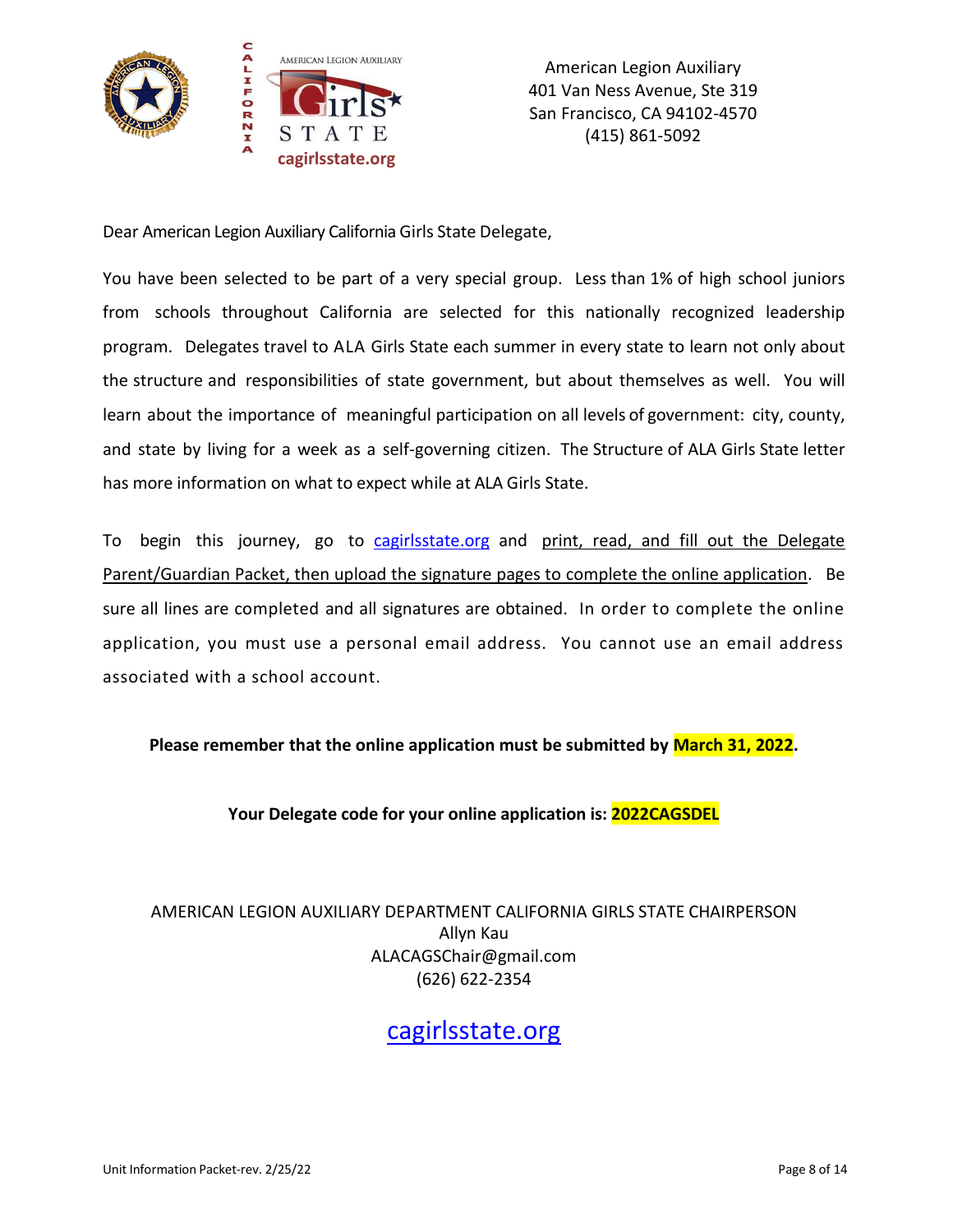American Legion Auxiliary
401 Van Ness Avenue, Ste 319
San Francisco, CA 94102-4570
(415) 861-5092

Dear American Legion Auxiliary California Girls State Delegate,

You have been selected to be part of a very special group. Less than 1% of high school juniors from schools throughout California are selected for this nationally recognized leadership program. Delegates travel to ALA Girls State each summer in every state to learn not only about the structure and responsibilities of state government, but about themselves as well. You will learn about the importance of meaningful participation on all levels of government: city, county, and state by living for a week as a self-governing citizen. The Structure of ALA Girls State letter has more information on what to expect while at ALA Girls State.

To begin this journey, go to [cagirlsstate.org](cagirlsstate.org) and print, read, and fill out the Delegate Parent/Guardian Packet, then upload the signature pages to complete the online application. Be sure all lines are completed and all signatures are obtained. In order to complete the online application, you must use a personal email address. You cannot use an email address associated with a school account.

**Please remember that the online application must be submitted by March 31, 2022.**

**Your Delegate code for your online application is: 2022CAGSDEL**

AMERICAN LEGION AUXILIARY DEPARTMENT CALIFORNIA GIRLS STATE CHAIRPERSON
Allyn Kau
ALACAGSChair@gmail.com
(626) 622-2354

[cagirlsstate.org](cagirlsstate.org)

Unit Information Packet-rev. 2/25/22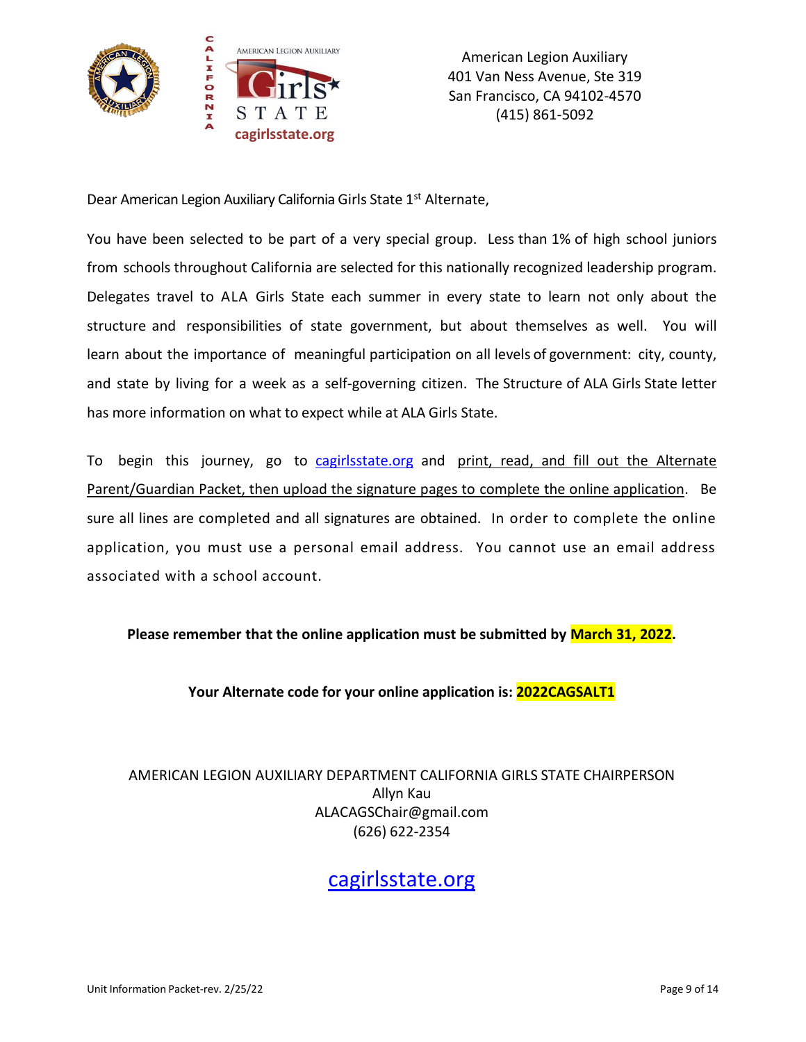American Legion Auxiliary
401 Van Ness Avenue, Ste 319
San Francisco, CA 94102-4570
(415) 861-5092

Dear American Legion Auxiliary California Girls State 1st Alternate,

You have been selected to be part of a very special group. Less than 1% of high school juniors from schools throughout California are selected for this nationally recognized leadership program. Delegates travel to ALA Girls State each summer in every state to learn not only about the structure and responsibilities of state government, but about themselves as well. You will learn about the importance of meaningful participation on all levels of government: city, county, and state by living for a week as a self-governing citizen. The Structure of ALA Girls State letter has more information on what to expect while at ALA Girls State.

To begin this journey, go to cagirlsstate.org and print, read, and fill out the Alternate Parent/Guardian Packet, then upload the signature pages to complete the online application. Be sure all lines are completed and all signatures are obtained. In order to complete the online application, you must use a personal email address. You cannot use an email address associated with a school account.

**Please remember that the online application must be submitted by March 31, 2022.**

**Your Alternate code for your online application is: 2022CAGSALT1**

AMERICAN LEGION AUXILIARY DEPARTMENT CALIFORNIA GIRLS STATE CHAIRPERSON
Allyn Kau
ALACAGSChair@gmail.com
(626) 622-2354

cagirlsstate.org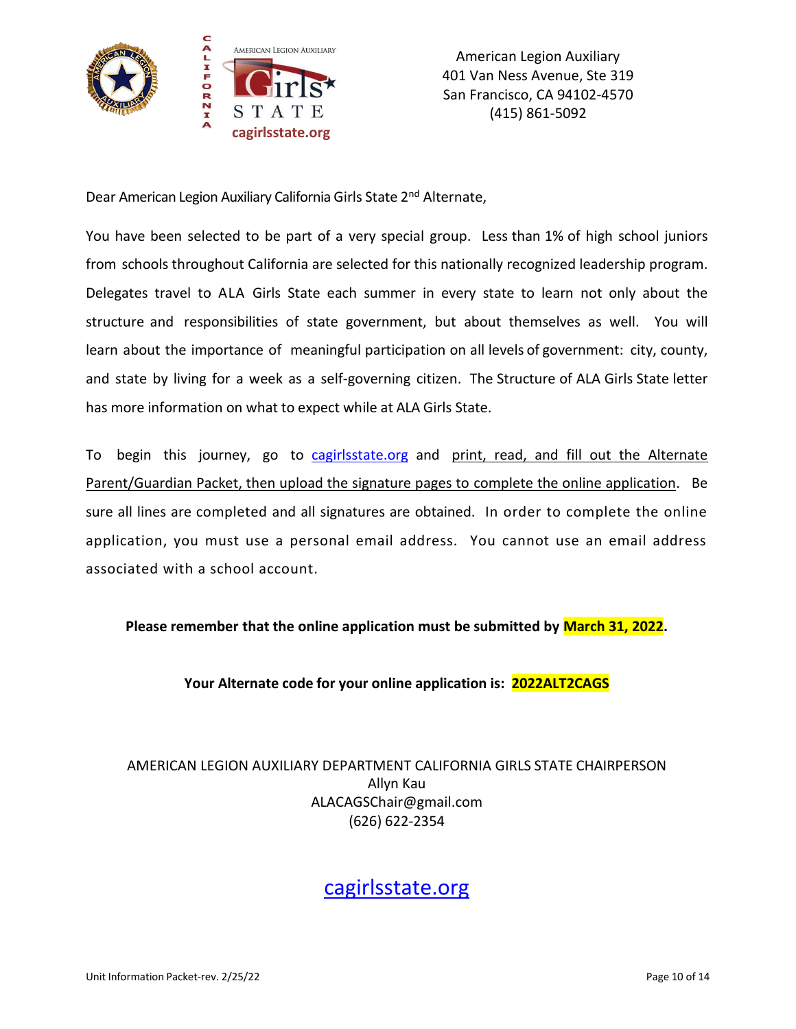American Legion Auxiliary
401 Van Ness Avenue, Ste 319
San Francisco, CA 94102-4570
(415) 861-5092

Dear American Legion Auxiliary California Girls State 2nd Alternate,

You have been selected to be part of a very special group. Less than 1% of high school juniors from schools throughout California are selected for this nationally recognized leadership program. Delegates travel to ALA Girls State each summer in every state to learn not only about the structure and responsibilities of state government, but about themselves as well. You will learn about the importance of meaningful participation on all levels of government: city, county, and state by living for a week as a self-governing citizen. The Structure of ALA Girls State letter has more information on what to expect while at ALA Girls State.

To begin this journey, go to cagirlsstate.org and print, read, and fill out the Alternate Parent/Guardian Packet, then upload the signature pages to complete the online application. Be sure all lines are completed and all signatures are obtained. In order to complete the online application, you must use a personal email address. You cannot use an email address associated with a school account.

**Please remember that the online application must be submitted by March 31, 2022.**

**Your Alternate code for your online application is: 2022ALT2CAGS**

AMERICAN LEGION AUXILIARY DEPARTMENT CALIFORNIA GIRLS STATE CHAIRPERSON
Allyn Kau
ALACAGSChair@gmail.com
(626) 622-2354

cagirlsstate.org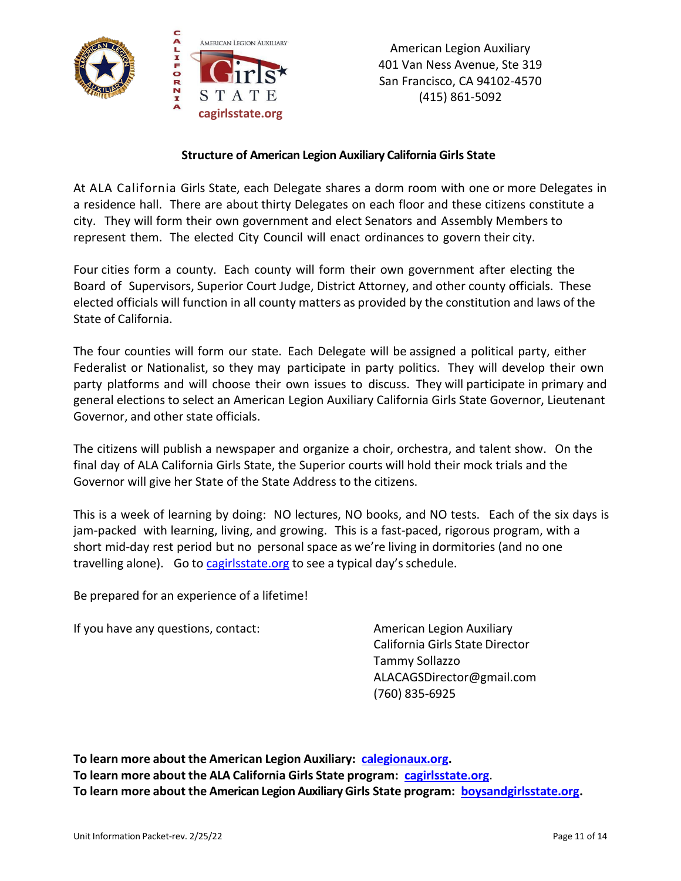American Legion Auxiliary
401 Van Ness Avenue, Ste 319
San Francisco, CA 94102-4570
(415) 861-5092

**Structure of American Legion Auxiliary California Girls State**

At ALA California Girls State, each Delegate shares a dorm room with one or more Delegates in a residence hall. There are about thirty Delegates on each floor and these citizens constitute a city. They will form their own government and elect Senators and Assembly Members to represent them. The elected City Council will enact ordinances to govern their city.

Four cities form a county. Each county will form their own government after electing the Board of Supervisors, Superior Court Judge, District Attorney, and other county officials. These elected officials will function in all county matters as provided by the constitution and laws of the State of California.

The four counties will form our state. Each Delegate will be assigned a political party, either Federalist or Nationalist, so they may participate in party politics. They will develop their own party platforms and will choose their own issues to discuss. They will participate in primary and general elections to select an American Legion Auxiliary California Girls State Governor, Lieutenant Governor, and other state officials.

The citizens will publish a newspaper and organize a choir, orchestra, and talent show. On the final day of ALA California Girls State, the Superior courts will hold their mock trials and the Governor will give her State of the State Address to the citizens.

This is a week of learning by doing: NO lectures, NO books, and NO tests. Each of the six days is jam-packed with learning, living, and growing. This is a fast-paced, rigorous program, with a short mid-day rest period but no personal space as we're living in dormitories (and no one travelling alone). Go to cagirlsstate.org to see a typical day's schedule.

Be prepared for an experience of a lifetime!

If you have any questions, contact:

American Legion Auxiliary
California Girls State Director
Tammy Sollazzo
ALACAGSDirector@gmail.com
(760) 835-6925

**To learn more about the American Legion Auxiliary: calegionaux.org.**
**To learn more about the ALA California Girls State program: cagirlsstate.org.**
**To learn more about the American Legion Auxiliary Girls State program: boysandgirlsstate.org.**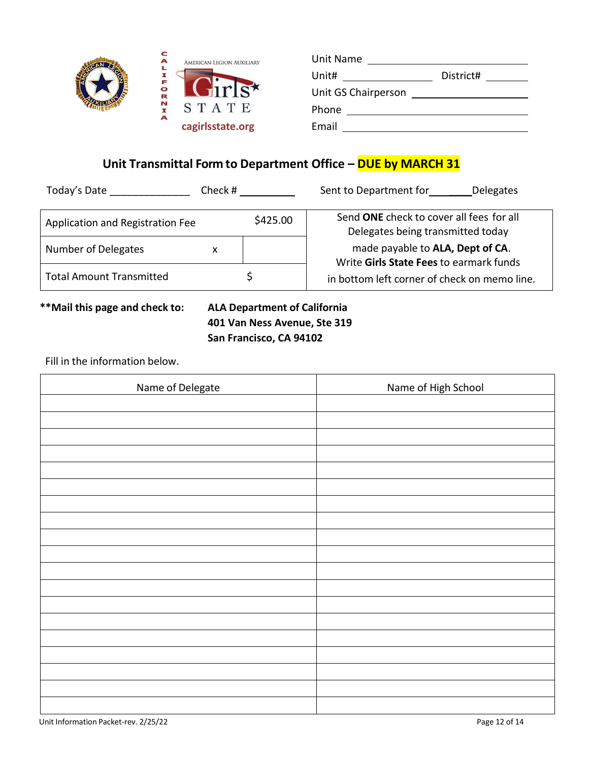AMERICAN LEGION AUXILIARY

CALIFORNIA Girls STATE

cagirlsstate.org

Unit Name ____________________

Unit# ____________ District# ________

Unit GS Chairperson ____________________

Phone ____________________

Email ____________________

## Unit Transmittal Form to Department Office – DUE by MARCH 31

Today's Date ______________ Check # __________ Sent to Department for ______ Delegates

| Application and Registration Fee | | $425.00 | Send **ONE** check to cover all fees for all Delegates being transmitted today made payable to **ALA, Dept of CA**. Write **Girls State Fees** to earmark funds in bottom left corner of check on memo line. |
|---|---|---|---|
| Number of Delegates | x | | |
| Total Amount Transmitted | | $ | |

**\*\*Mail this page and check to:** **ALA Department of California**
**401 Van Ness Avenue, Ste 319**
**San Francisco, CA 94102**

Fill in the information below.

| Name of Delegate | Name of High School |
|---|---|
| | |
| | |
| | |
| | |
| | |
| | |
| | |
| | |
| | |
| | |
| | |
| | |
| | |
| | |
| | |
| | |
| | |
| | |
| | |

Unit Information Packet-rev. 2/25/22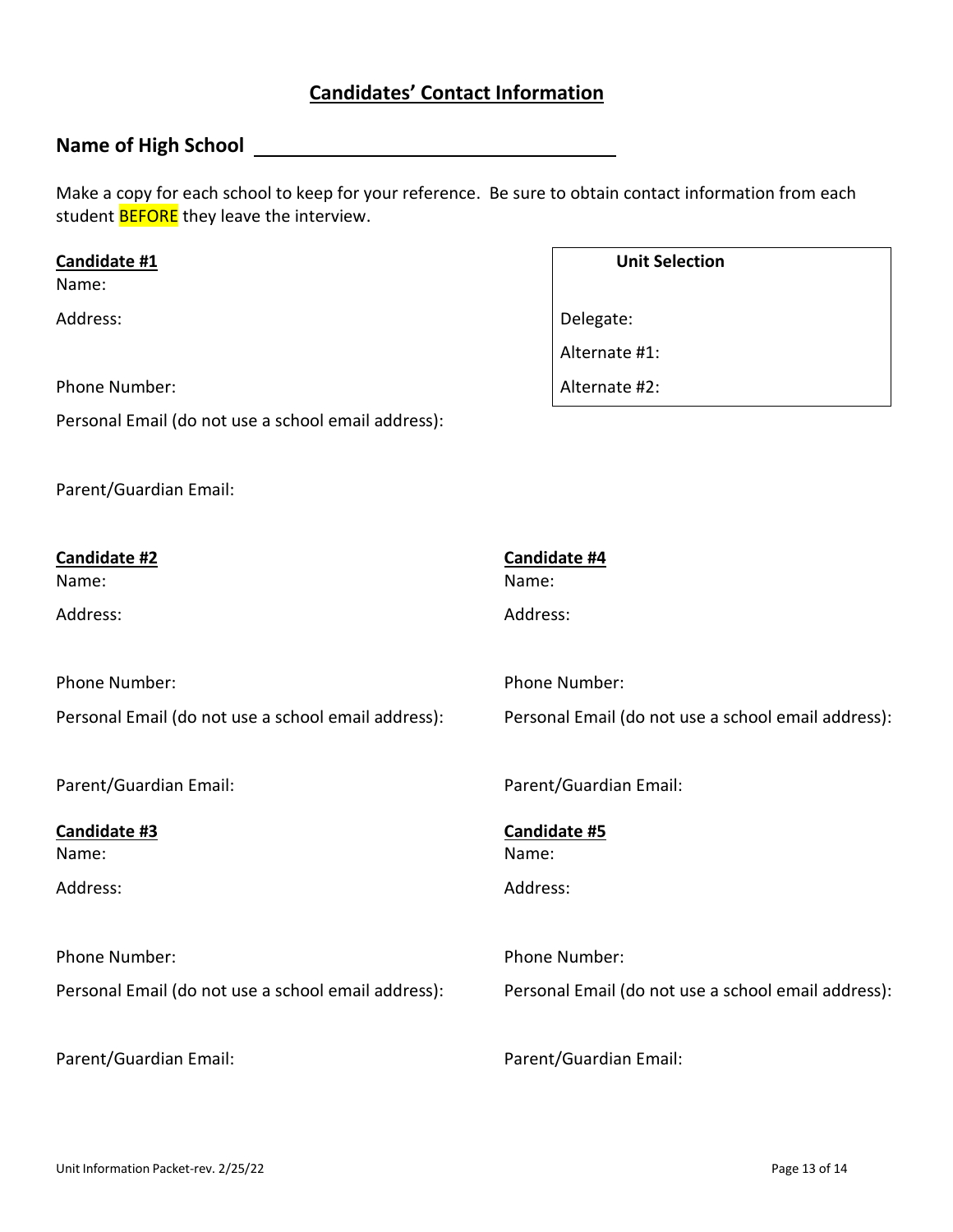## **Candidates' Contact Information**

**Name of High School** ______________________________

Make a copy for each school to keep for your reference. Be sure to obtain contact information from each student BEFORE they leave the interview.

**Candidate #1**

Name:

Address:

Phone Number:

Personal Email (do not use a school email address):

Parent/Guardian Email:

| **Unit Selection** |
|---|
| Delegate: |
| Alternate #1: |
| Alternate #2: |

**Candidate #2**

Name:

Address:

Phone Number:

Personal Email (do not use a school email address):

Parent/Guardian Email:

**Candidate #3**

Name:

Address:

Phone Number:

Personal Email (do not use a school email address):

Parent/Guardian Email:

**Candidate #4**

Name:

Address:

Phone Number:

Personal Email (do not use a school email address):

Parent/Guardian Email:

**Candidate #5**

Name:

Address:

Phone Number:

Personal Email (do not use a school email address):

Parent/Guardian Email: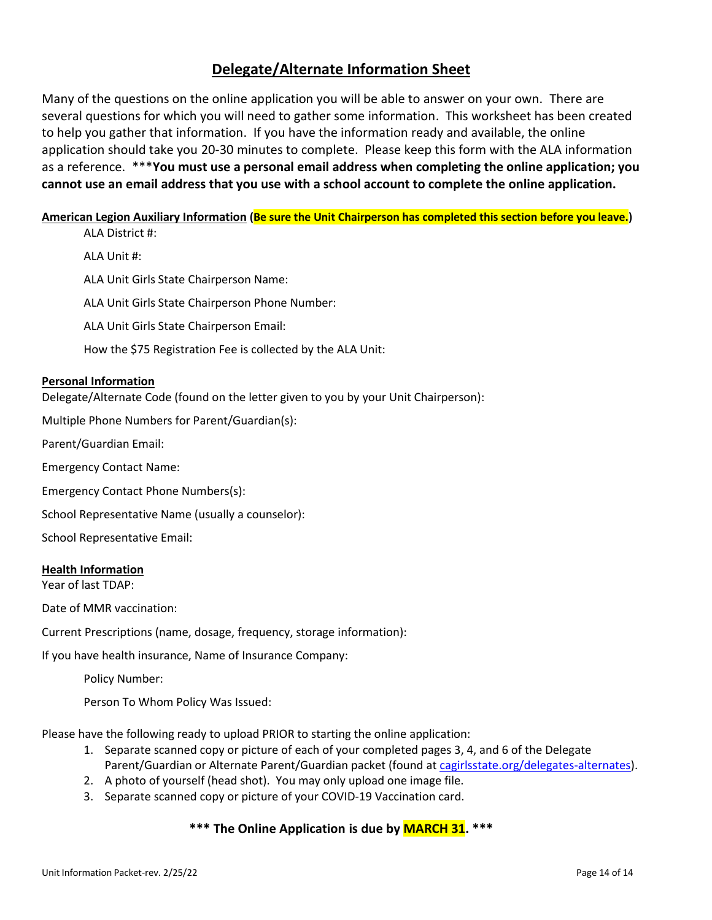# Delegate/Alternate Information Sheet

Many of the questions on the online application you will be able to answer on your own. There are several questions for which you will need to gather some information. This worksheet has been created to help you gather that information. If you have the information ready and available, the online application should take you 20-30 minutes to complete. Please keep this form with the ALA information as a reference. ***You must use a personal email address when completing the online application; you cannot use an email address that you use with a school account to complete the online application.**

**American Legion Auxiliary Information** **(Be sure the Unit Chairperson has completed this section before you leave.)**

ALA District #:

ALA Unit #:

ALA Unit Girls State Chairperson Name:

ALA Unit Girls State Chairperson Phone Number:

ALA Unit Girls State Chairperson Email:

How the $75 Registration Fee is collected by the ALA Unit:

**Personal Information**

Delegate/Alternate Code (found on the letter given to you by your Unit Chairperson):

Multiple Phone Numbers for Parent/Guardian(s):

Parent/Guardian Email:

Emergency Contact Name:

Emergency Contact Phone Numbers(s):

School Representative Name (usually a counselor):

School Representative Email:

**Health Information**

Year of last TDAP:

Date of MMR vaccination:

Current Prescriptions (name, dosage, frequency, storage information):

If you have health insurance, Name of Insurance Company:

Policy Number:

Person To Whom Policy Was Issued:

Please have the following ready to upload PRIOR to starting the online application:

1. Separate scanned copy or picture of each of your completed pages 3, 4, and 6 of the Delegate Parent/Guardian or Alternate Parent/Guardian packet (found at cagirlsstate.org/delegates-alternates).
2. A photo of yourself (head shot). You may only upload one image file.
3. Separate scanned copy or picture of your COVID-19 Vaccination card.

**\*\*\* The Online Application is due by MARCH 31. \*\*\***

Unit Information Packet-rev. 2/25/22